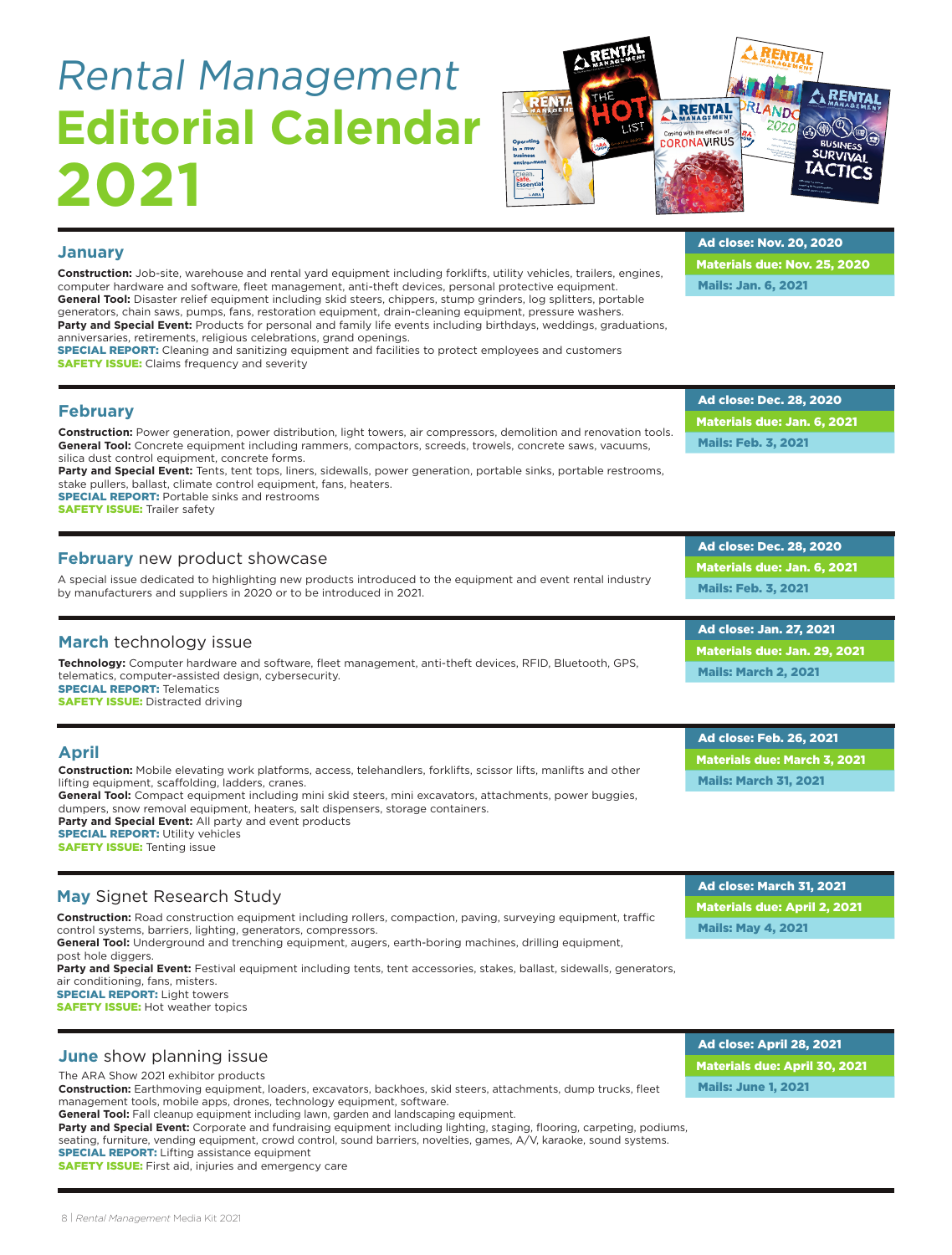# *Rental Management* Editorial Calendar 2021

## January

**Ad close: Nov. 20, 2020**
**Materials due: Nov. 25, 2020**
**Mails: Jan. 6, 2021**

**Construction:** Job-site, warehouse and rental yard equipment including forklifts, utility vehicles, trailers, engines, computer hardware and software, fleet management, anti-theft devices, personal protective equipment.
**General Tool:** Disaster relief equipment including skid steers, chippers, stump grinders, log splitters, portable generators, chain saws, pumps, fans, restoration equipment, drain-cleaning equipment, pressure washers.
**Party and Special Event:** Products for personal and family life events including birthdays, weddings, graduations, anniversaries, retirements, religious celebrations, grand openings.
**SPECIAL REPORT:** Cleaning and sanitizing equipment and facilities to protect employees and customers
**SAFETY ISSUE:** Claims frequency and severity

## February

**Ad close: Dec. 28, 2020**
**Materials due: Jan. 6, 2021**
**Mails: Feb. 3, 2021**

**Construction:** Power generation, power distribution, light towers, air compressors, demolition and renovation tools.
**General Tool:** Concrete equipment including rammers, compactors, screeds, trowels, concrete saws, vacuums, silica dust control equipment, concrete forms.
**Party and Special Event:** Tents, tent tops, liners, sidewalls, power generation, portable sinks, portable restrooms, stake pullers, ballast, climate control equipment, fans, heaters.
**SPECIAL REPORT:** Portable sinks and restrooms
**SAFETY ISSUE:** Trailer safety

## February new product showcase

**Ad close: Dec. 28, 2020**
**Materials due: Jan. 6, 2021**
**Mails: Feb. 3, 2021**

A special issue dedicated to highlighting new products introduced to the equipment and event rental industry by manufacturers and suppliers in 2020 or to be introduced in 2021.

## March technology issue

**Ad close: Jan. 27, 2021**
**Materials due: Jan. 29, 2021**
**Mails: March 2, 2021**

**Technology:** Computer hardware and software, fleet management, anti-theft devices, RFID, Bluetooth, GPS, telematics, computer-assisted design, cybersecurity.
**SPECIAL REPORT:** Telematics
**SAFETY ISSUE:** Distracted driving

## April

**Ad close: Feb. 26, 2021**
**Materials due: March 3, 2021**
**Mails: March 31, 2021**

**Construction:** Mobile elevating work platforms, access, telehandlers, forklifts, scissor lifts, manlifts and other lifting equipment, scaffolding, ladders, cranes.
**General Tool:** Compact equipment including mini skid steers, mini excavators, attachments, power buggies, dumpers, snow removal equipment, heaters, salt dispensers, storage containers.
**Party and Special Event:** All party and event products
**SPECIAL REPORT:** Utility vehicles
**SAFETY ISSUE:** Tenting issue

## May Signet Research Study

**Ad close: March 31, 2021**
**Materials due: April 2, 2021**
**Mails: May 4, 2021**

**Construction:** Road construction equipment including rollers, compaction, paving, surveying equipment, traffic control systems, barriers, lighting, generators, compressors.
**General Tool:** Underground and trenching equipment, augers, earth-boring machines, drilling equipment, post hole diggers.
**Party and Special Event:** Festival equipment including tents, tent accessories, stakes, ballast, sidewalls, generators, air conditioning, fans, misters.
**SPECIAL REPORT:** Light towers
**SAFETY ISSUE:** Hot weather topics

## June show planning issue

**Ad close: April 28, 2021**
**Materials due: April 30, 2021**
**Mails: June 1, 2021**

The ARA Show 2021 exhibitor products
**Construction:** Earthmoving equipment, loaders, excavators, backhoes, skid steers, attachments, dump trucks, fleet management tools, mobile apps, drones, technology equipment, software.
**General Tool:** Fall cleanup equipment including lawn, garden and landscaping equipment.
**Party and Special Event:** Corporate and fundraising equipment including lighting, staging, flooring, carpeting, podiums, seating, furniture, vending equipment, crowd control, sound barriers, novelties, games, A/V, karaoke, sound systems.
**SPECIAL REPORT:** Lifting assistance equipment
**SAFETY ISSUE:** First aid, injuries and emergency care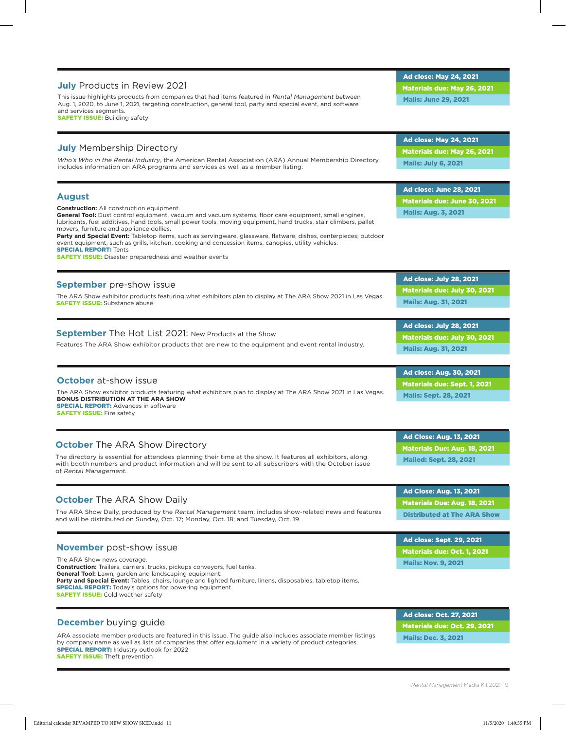## **July** Products in Review 2021

This issue highlights products from companies that had items featured in *Rental Management* between Aug. 1, 2020, to June 1, 2021, targeting construction, general tool, party and special event, and software and services segments.
**SAFETY ISSUE:** Building safety

**Ad close: May 24, 2021**
**Materials due: May 26, 2021**
**Mails: June 29, 2021**

## **July** Membership Directory

*Who's Who in the Rental Industry*, the American Rental Association (ARA) Annual Membership Directory, includes information on ARA programs and services as well as a member listing.

**Ad close: May 24, 2021**
**Materials due: May 26, 2021**
**Mails: July 6, 2021**

## **August**

**Construction:** All construction equipment.
**General Tool:** Dust control equipment, vacuum and vacuum systems, floor care equipment, small engines, lubricants, fuel additives, hand tools, small power tools, moving equipment, hand trucks, stair climbers, pallet movers, furniture and appliance dollies.
**Party and Special Event:** Tabletop items, such as servingware, glassware, flatware, dishes, centerpieces; outdoor event equipment, such as grills, kitchen, cooking and concession items, canopies, utility vehicles.
**SPECIAL REPORT:** Tents
**SAFETY ISSUE:** Disaster preparedness and weather events

**Ad close: June 28, 2021**
**Materials due: June 30, 2021**
**Mails: Aug. 3, 2021**

## **September** pre-show issue

The ARA Show exhibitor products featuring what exhibitors plan to display at The ARA Show 2021 in Las Vegas.
**SAFETY ISSUE:** Substance abuse

**Ad close: July 28, 2021**
**Materials due: July 30, 2021**
**Mails: Aug. 31, 2021**

## **September** The Hot List 2021: New Products at the Show

Features The ARA Show exhibitor products that are new to the equipment and event rental industry.

**Ad close: July 28, 2021**
**Materials due: July 30, 2021**
**Mails: Aug. 31, 2021**

## **October** at-show issue

The ARA Show exhibitor products featuring what exhibitors plan to display at The ARA Show 2021 in Las Vegas.
**BONUS DISTRIBUTION AT THE ARA SHOW**
**SPECIAL REPORT:** Advances in software
**SAFETY ISSUE:** Fire safety

**Ad close: Aug. 30, 2021**
**Materials due: Sept. 1, 2021**
**Mails: Sept. 28, 2021**

## **October** The ARA Show Directory

The directory is essential for attendees planning their time at the show. It features all exhibitors, along with booth numbers and product information and will be sent to all subscribers with the October issue of *Rental Management*.

**Ad Close: Aug. 13, 2021**
**Materials Due: Aug. 18, 2021**
**Mailed: Sept. 28, 2021**

## **October** The ARA Show Daily

The ARA Show Daily, produced by the *Rental Management* team, includes show-related news and features and will be distributed on Sunday, Oct. 17; Monday, Oct. 18; and Tuesday, Oct. 19.

**Ad Close: Aug. 13, 2021**
**Materials Due: Aug. 18, 2021**
**Distributed at The ARA Show**

## **November** post-show issue

The ARA Show news coverage.
**Construction:** Trailers, carriers, trucks, pickups conveyors, fuel tanks.
**General Tool:** Lawn, garden and landscaping equipment.
**Party and Special Event:** Tables, chairs, lounge and lighted furniture, linens, disposables, tabletop items.
**SPECIAL REPORT:** Today's options for powering equipment
**SAFETY ISSUE:** Cold weather safety

**Ad close: Sept. 29, 2021**
**Materials due: Oct. 1, 2021**
**Mails: Nov. 9, 2021**

## **December** buying guide

ARA associate member products are featured in this issue. The guide also includes associate member listings by company name as well as lists of companies that offer equipment in a variety of product categories.
**SPECIAL REPORT:** Industry outlook for 2022
**SAFETY ISSUE:** Theft prevention

**Ad close: Oct. 27, 2021**
**Materials due: Oct. 29, 2021**
**Mails: Dec. 3, 2021**